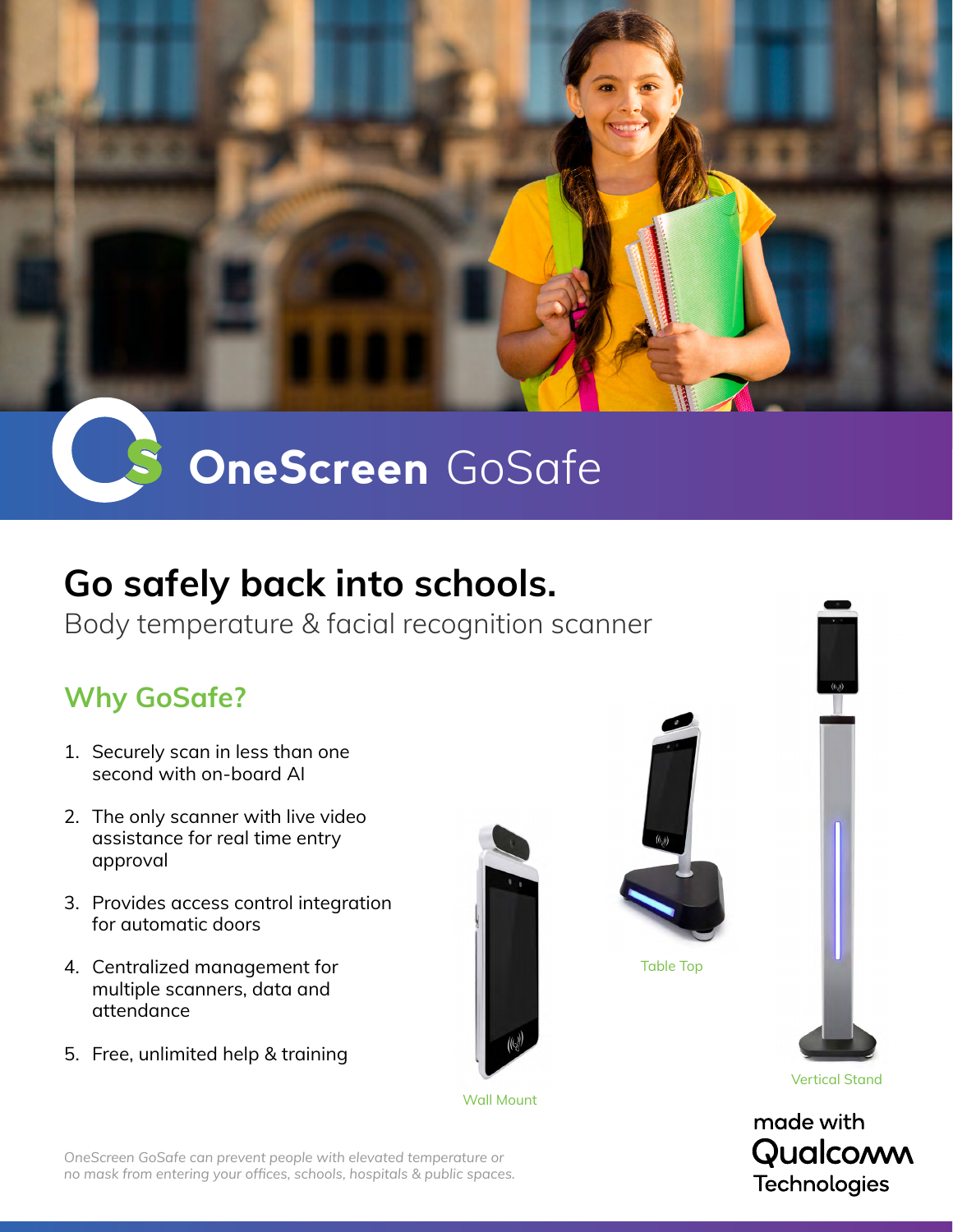# OneScreen GoSafe

## Go safely back into schools.

Body temperature & facial recognition scanner

### Why GoSafe?

1. Securely scan in less than one second with on-board AI
2. The only scanner with live video assistance for real time entry approval
3. Provides access control integration for automatic doors
4. Centralized management for multiple scanners, data and attendance
5. Free, unlimited help & training

Wall Mount

Table Top

Vertical Stand

*OneScreen GoSafe can prevent people with elevated temperature or no mask from entering your offices, schools, hospitals & public spaces.*

made with Qualcomm Technologies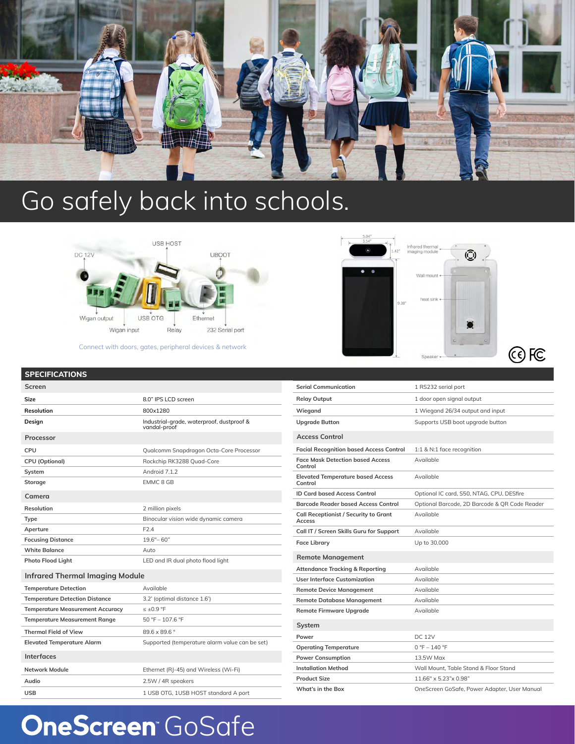# Go safely back into schools.

DC 12V

USB HOST

UBOOT

Wigan output

USB OTG

Ethernet

Wigan input

Relay

232 Serial port

Connect with doors, gates, peripheral devices & network

5.04"

3.54"

1.42"

9.38"

Infrared thermal imaging module

Wall mount

heat sink

Speaker

## SPECIFICATIONS

| | |
|---|---|
| **Screen** | |
| Size | 8.0" IPS LCD screen |
| Resolution | 800x1280 |
| Design | Industrial-grade, waterproof, dustproof & vandal-proof |
| **Processor** | |
| CPU | Qualcomm Snapdragon Octa-Core Processor |
| CPU (Optional) | Rockchip RK3288 Quad-Core |
| System | Android 7.1.2 |
| Storage | EMMC 8 GB |
| **Camera** | |
| Resolution | 2 million pixels |
| Type | Binocular vision wide dynamic camera |
| Aperture | F2.4 |
| Focusing Distance | 19.6"– 60" |
| White Balance | Auto |
| Photo Flood Light | LED and IR dual photo flood light |
| **Infrared Thermal Imaging Module** | |
| Temperature Detection | Available |
| Temperature Detection Distance | 3.2' (optimal distance 1.6') |
| Temperature Measurement Accuracy | ≤ ±0.9 °F |
| Temperature Measurement Range | 50 °F – 107.6 °F |
| Thermal Field of View | 89.6 x 89.6 ° |
| Elevated Temperature Alarm | Supported (temperature alarm value can be set) |
| **Interfaces** | |
| Network Module | Ethernet (RJ-45) and Wireless (Wi-Fi) |
| Audio | 2.5W / 4R speakers |
| USB | 1 USB OTG, 1USB HOST standard A port |
| Serial Communication | 1 RS232 serial port |
| Relay Output | 1 door open signal output |
| Wiegand | 1 Wiegand 26/34 output and input |
| Upgrade Button | Supports USB boot upgrade button |
| **Access Control** | |
| Facial Recognition based Access Control | 1:1 & N:1 face recognition |
| Face Mask Detection based Access Control | Available |
| Elevated Temperature based Access Control | Available |
| ID Card based Access Control | Optional IC card, S50, NTAG, CPU, DESfire |
| Barcode Reader based Access Control | Optional Barcode, 2D Barcode & QR Code Reader |
| Call Receptionist / Security to Grant Access | Available |
| Call IT / Screen Skills Guru for Support | Available |
| Face Library | Up to 30,000 |
| **Remote Management** | |
| Attendance Tracking & Reporting | Available |
| User Interface Customization | Available |
| Remote Device Management | Available |
| Remote Database Management | Available |
| Remote Firmware Upgrade | Available |
| **System** | |
| Power | DC 12V |
| Operating Temperature | 0 °F – 140 °F |
| Power Consumption | 13.5W Max |
| Installation Method | Wall Mount, Table Stand & Floor Stand |
| Product Size | 11.66" x 5.23"x 0.98" |
| What's in the Box | OneScreen GoSafe, Power Adapter, User Manual |

# OneScreen GoSafe